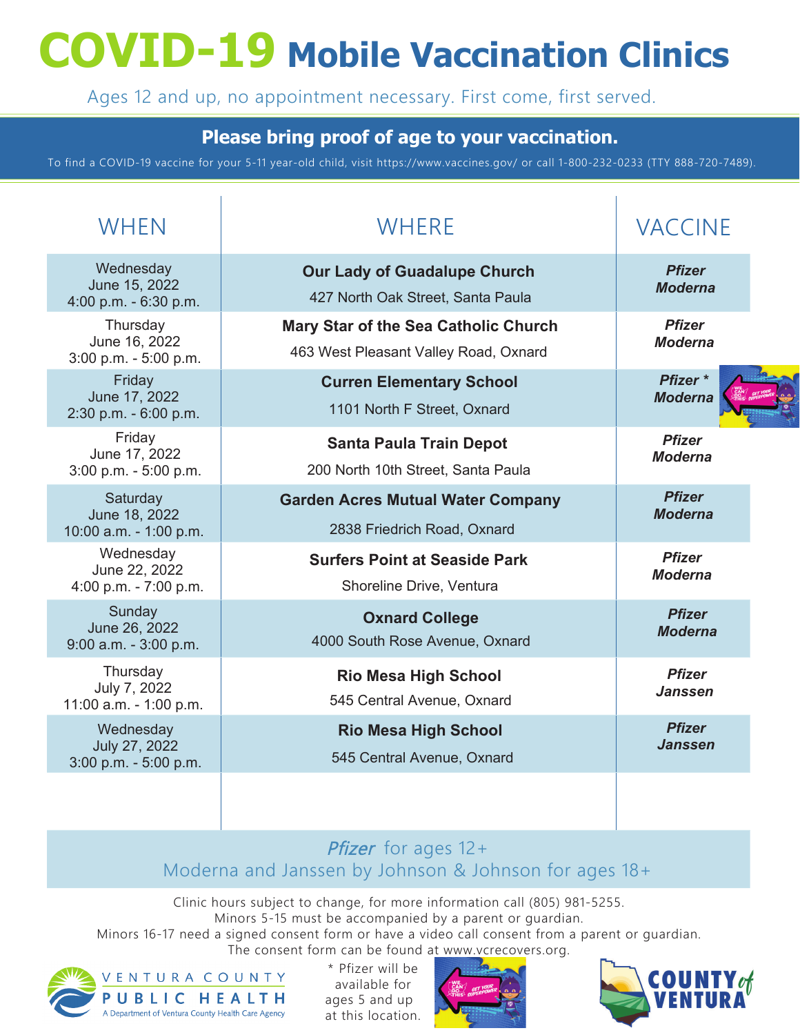# COVID-19 Mobile Vaccination Clinics

Ages 12 and up, no appointment necessary. First come, first served.

**Please bring proof of age to your vaccination.**

To find a COVID-19 vaccine for your 5-11 year-old child, visit https://www.vaccines.gov/ or call 1-800-232-0233 (TTY 888-720-7489).

| WHEN | WHERE | VACCINE |
|---|---|---|
| Wednesday June 15, 2022 4:00 p.m. - 6:30 p.m. | **Our Lady of Guadalupe Church** 427 North Oak Street, Santa Paula | ***Pfizer Moderna*** |
| Thursday June 16, 2022 3:00 p.m. - 5:00 p.m. | **Mary Star of the Sea Catholic Church** 463 West Pleasant Valley Road, Oxnard | ***Pfizer Moderna*** |
| Friday June 17, 2022 2:30 p.m. - 6:00 p.m. | **Curren Elementary School** 1101 North F Street, Oxnard | ***Pfizer * Moderna*** |
| Friday June 17, 2022 3:00 p.m. - 5:00 p.m. | **Santa Paula Train Depot** 200 North 10th Street, Santa Paula | ***Pfizer Moderna*** |
| Saturday June 18, 2022 10:00 a.m. - 1:00 p.m. | **Garden Acres Mutual Water Company** 2838 Friedrich Road, Oxnard | ***Pfizer Moderna*** |
| Wednesday June 22, 2022 4:00 p.m. - 7:00 p.m. | **Surfers Point at Seaside Park** Shoreline Drive, Ventura | ***Pfizer Moderna*** |
| Sunday June 26, 2022 9:00 a.m. - 3:00 p.m. | **Oxnard College** 4000 South Rose Avenue, Oxnard | ***Pfizer Moderna*** |
| Thursday July 7, 2022 11:00 a.m. - 1:00 p.m. | **Rio Mesa High School** 545 Central Avenue, Oxnard | ***Pfizer Janssen*** |
| Wednesday July 27, 2022 3:00 p.m. - 5:00 p.m. | **Rio Mesa High School** 545 Central Avenue, Oxnard | ***Pfizer Janssen*** |

*Pfizer* for ages 12+
Moderna and Janssen by Johnson & Johnson for ages 18+

Clinic hours subject to change, for more information call (805) 981-5255.
Minors 5-15 must be accompanied by a parent or guardian.
Minors 16-17 need a signed consent form or have a video call consent from a parent or guardian.
The consent form can be found at www.vcrecovers.org.

VENTURA COUNTY PUBLIC HEALTH
A Department of Ventura County Health Care Agency

* Pfizer will be available for ages 5 and up at this location.

COUNTY of VENTURA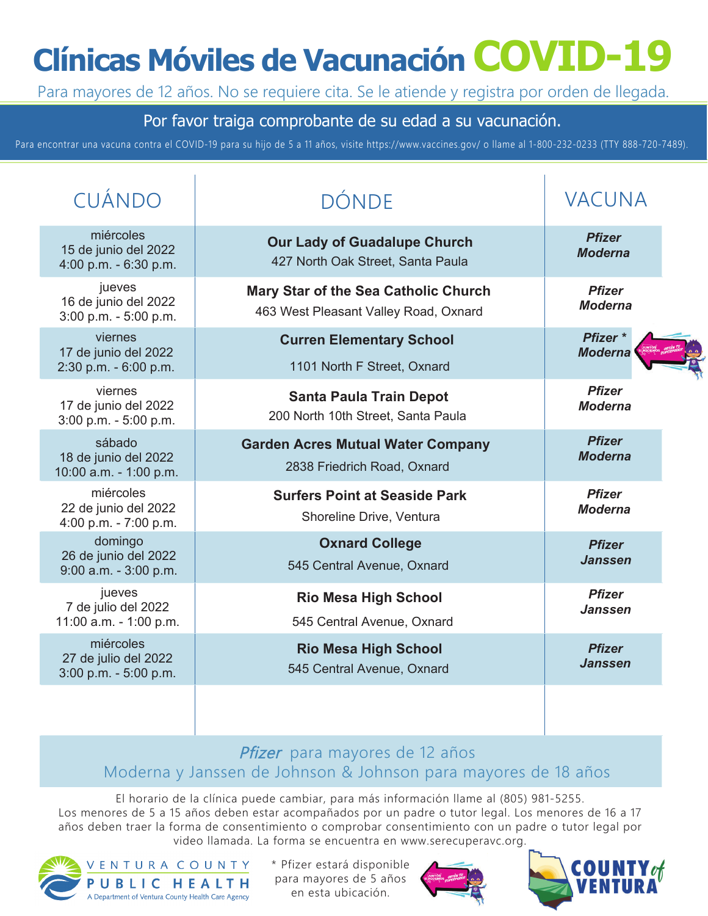# Clínicas Móviles de Vacunación COVID-19

Para mayores de 12 años. No se requiere cita. Se le atiende y registra por orden de llegada.

**Por favor traiga comprobante de su edad a su vacunación.**

Para encontrar una vacuna contra el COVID-19 para su hijo de 5 a 11 años, visite https://www.vaccines.gov/ o llame al 1-800-232-0233 (TTY 888-720-7489).

| CUÁNDO | DÓNDE | VACUNA |
|---|---|---|
| miércoles<br>15 de junio del 2022<br>4:00 p.m. - 6:30 p.m. | **Our Lady of Guadalupe Church**<br>427 North Oak Street, Santa Paula | ***Pfizer***<br>***Moderna*** |
| jueves<br>16 de junio del 2022<br>3:00 p.m. - 5:00 p.m. | **Mary Star of the Sea Catholic Church**<br>463 West Pleasant Valley Road, Oxnard | ***Pfizer***<br>***Moderna*** |
| viernes<br>17 de junio del 2022<br>2:30 p.m. - 6:00 p.m. | **Curren Elementary School**<br>1101 North F Street, Oxnard | ***Pfizer* ****<br>***Moderna*** |
| viernes<br>17 de junio del 2022<br>3:00 p.m. - 5:00 p.m. | **Santa Paula Train Depot**<br>200 North 10th Street, Santa Paula | ***Pfizer***<br>***Moderna*** |
| sábado<br>18 de junio del 2022<br>10:00 a.m. - 1:00 p.m. | **Garden Acres Mutual Water Company**<br>2838 Friedrich Road, Oxnard | ***Pfizer***<br>***Moderna*** |
| miércoles<br>22 de junio del 2022<br>4:00 p.m. - 7:00 p.m. | **Surfers Point at Seaside Park**<br>Shoreline Drive, Ventura | ***Pfizer***<br>***Moderna*** |
| domingo<br>26 de junio del 2022<br>9:00 a.m. - 3:00 p.m. | **Oxnard College**<br>545 Central Avenue, Oxnard | ***Pfizer***<br>***Janssen*** |
| jueves<br>7 de julio del 2022<br>11:00 a.m. - 1:00 p.m. | **Rio Mesa High School**<br>545 Central Avenue, Oxnard | ***Pfizer***<br>***Janssen*** |
| miércoles<br>27 de julio del 2022<br>3:00 p.m. - 5:00 p.m. | **Rio Mesa High School**<br>545 Central Avenue, Oxnard | ***Pfizer***<br>***Janssen*** |

*Pfizer* para mayores de 12 años
Moderna y Janssen de Johnson & Johnson para mayores de 18 años

El horario de la clínica puede cambiar, para más información llame al (805) 981-5255.
Los menores de 5 a 15 años deben estar acompañados por un padre o tutor legal. Los menores de 16 a 17 años deben traer la forma de consentimiento o comprobar consentimiento con un padre o tutor legal por video llamada. La forma se encuentra en www.serecuperavc.org.

VENTURA COUNTY PUBLIC HEALTH
A Department of Ventura County Health Care Agency

* Pfizer estará disponible para mayores de 5 años en esta ubicación.

COUNTY of VENTURA